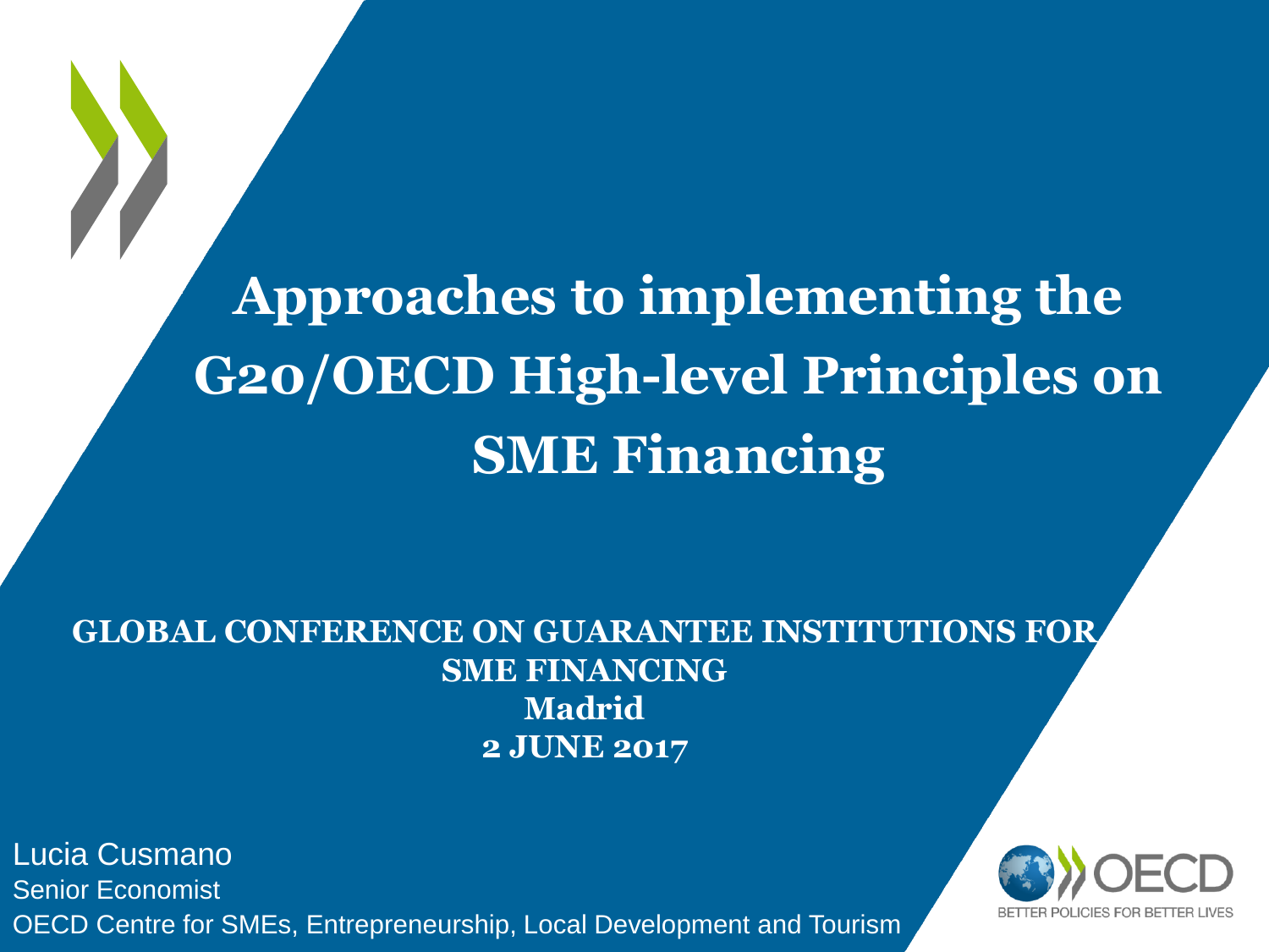# Approaches to implementing the G20/OECD High-level Principles on SME Financing

**GLOBAL CONFERENCE ON GUARANTEE INSTITUTIONS FOR SME FINANCING**
**Madrid**
**2 JUNE 2017**

Lucia Cusmano
Senior Economist
OECD Centre for SMEs, Entrepreneurship, Local Development and Tourism

OECD
BETTER POLICIES FOR BETTER LIVES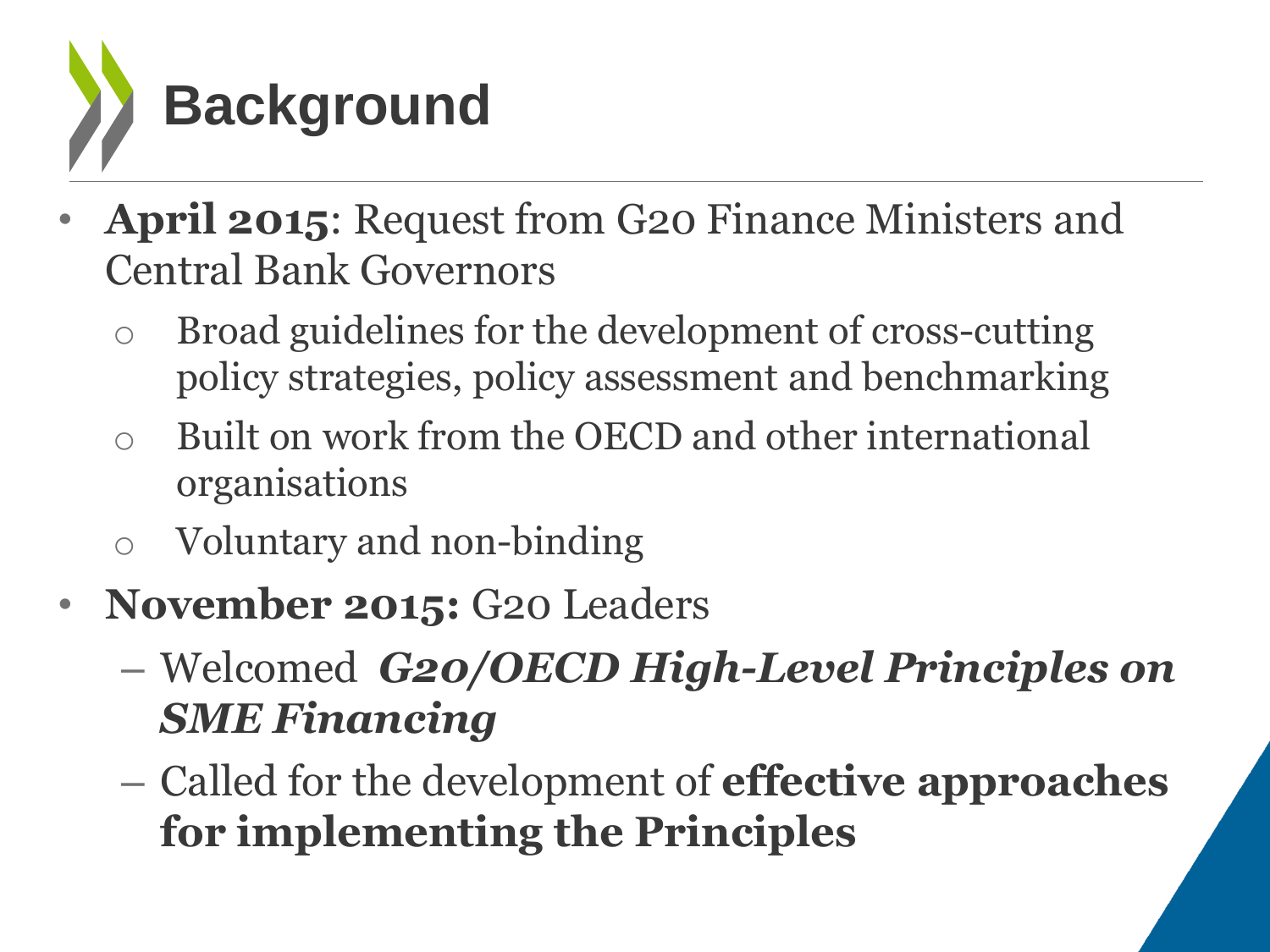# Background

- **April 2015**: Request from G20 Finance Ministers and Central Bank Governors
  - Broad guidelines for the development of cross-cutting policy strategies, policy assessment and benchmarking
  - Built on work from the OECD and other international organisations
  - Voluntary and non-binding
- **November 2015:** G20 Leaders
  - Welcomed ***G20/OECD High-Level Principles on SME Financing***
  - Called for the development of **effective approaches for implementing the Principles**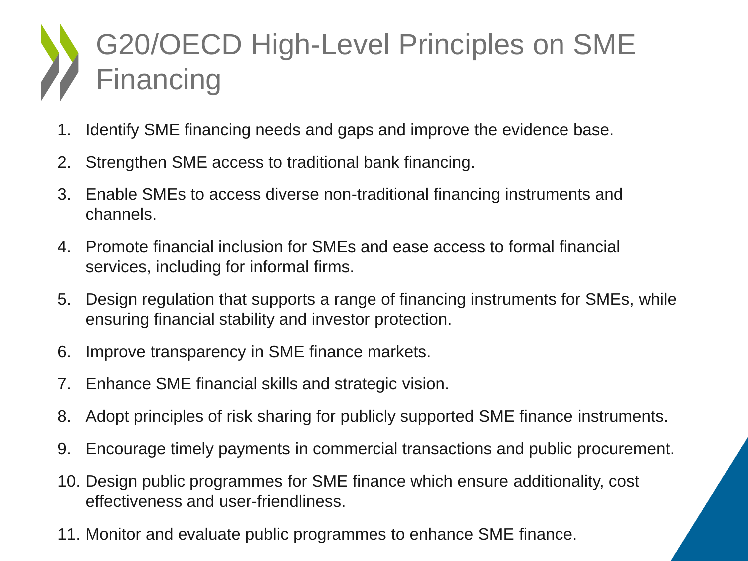# G20/OECD High-Level Principles on SME Financing

1. Identify SME financing needs and gaps and improve the evidence base.
2. Strengthen SME access to traditional bank financing.
3. Enable SMEs to access diverse non-traditional financing instruments and channels.
4. Promote financial inclusion for SMEs and ease access to formal financial services, including for informal firms.
5. Design regulation that supports a range of financing instruments for SMEs, while ensuring financial stability and investor protection.
6. Improve transparency in SME finance markets.
7. Enhance SME financial skills and strategic vision.
8. Adopt principles of risk sharing for publicly supported SME finance instruments.
9. Encourage timely payments in commercial transactions and public procurement.
10. Design public programmes for SME finance which ensure additionality, cost effectiveness and user-friendliness.
11. Monitor and evaluate public programmes to enhance SME finance.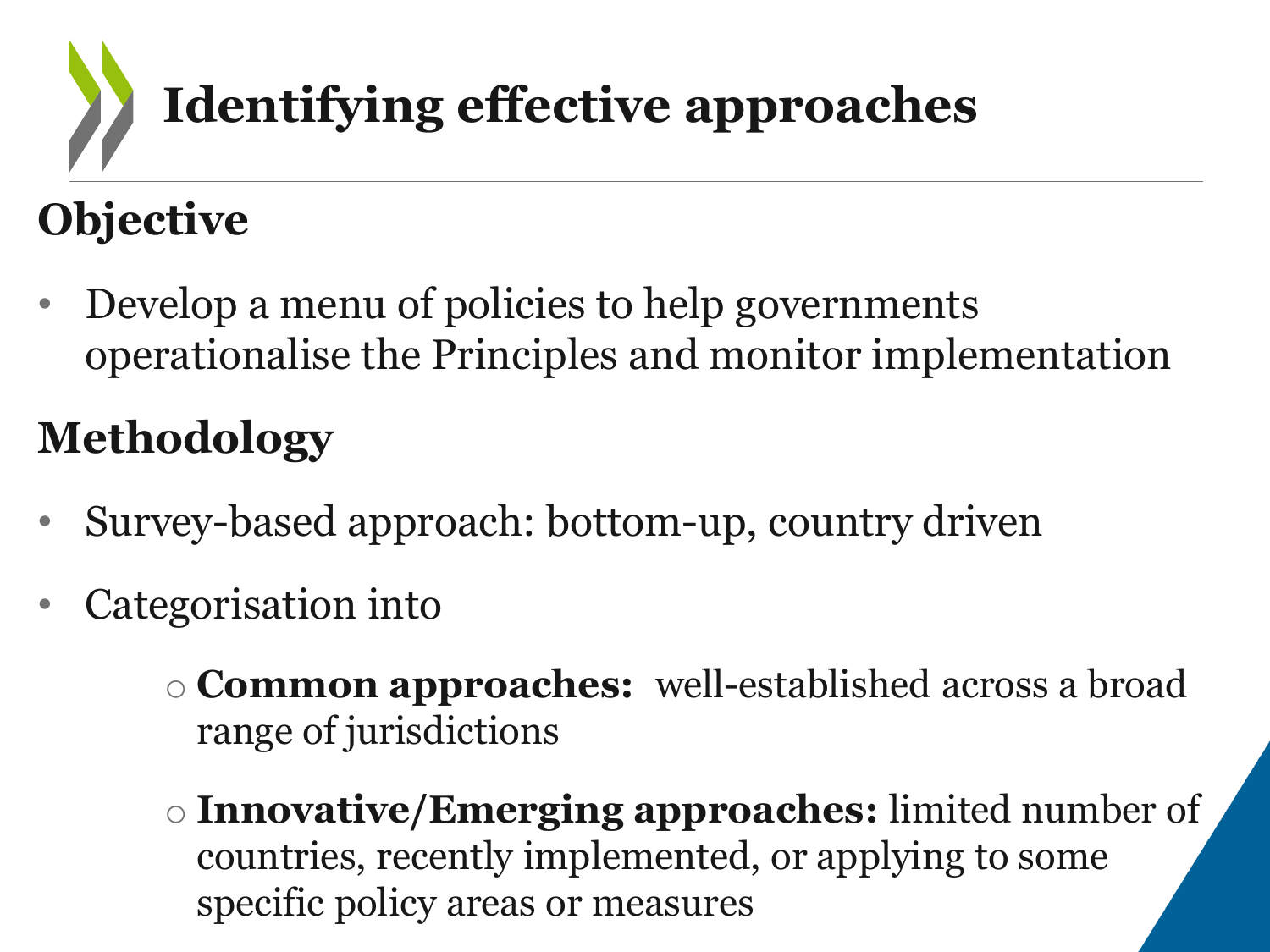# Identifying effective approaches

## Objective

- Develop a menu of policies to help governments operationalise the Principles and monitor implementation

## Methodology

- Survey-based approach: bottom-up, country driven
- Categorisation into
  - **Common approaches:** well-established across a broad range of jurisdictions
  - **Innovative/Emerging approaches:** limited number of countries, recently implemented, or applying to some specific policy areas or measures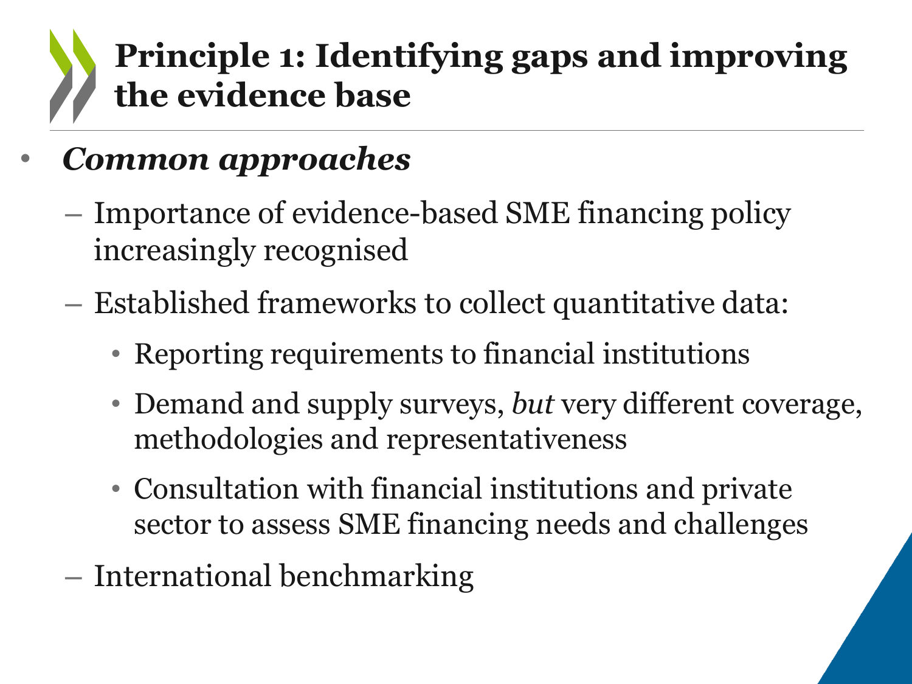# Principle 1: Identifying gaps and improving the evidence base

- ***Common approaches***
  - Importance of evidence-based SME financing policy increasingly recognised
  - Established frameworks to collect quantitative data:
    - Reporting requirements to financial institutions
    - Demand and supply surveys, *but* very different coverage, methodologies and representativeness
    - Consultation with financial institutions and private sector to assess SME financing needs and challenges
  - International benchmarking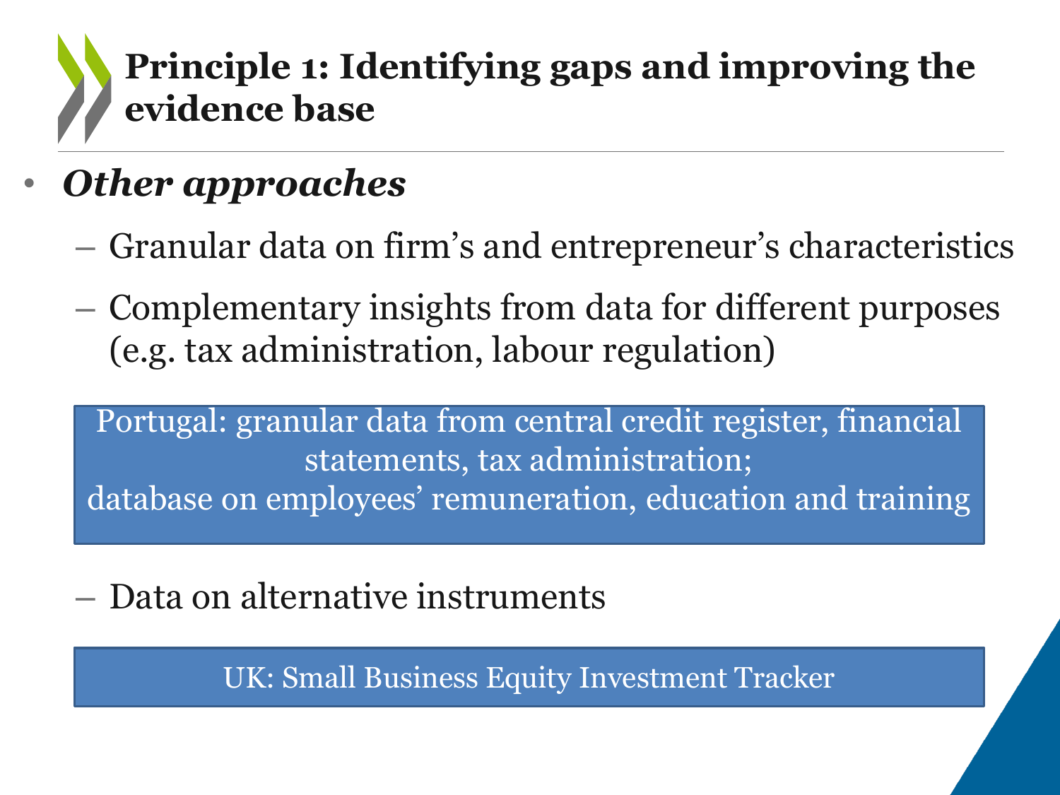# Principle 1: Identifying gaps and improving the evidence base

- ***Other approaches***
  - Granular data on firm's and entrepreneur's characteristics
  - Complementary insights from data for different purposes (e.g. tax administration, labour regulation)

> Portugal: granular data from central credit register, financial statements, tax administration;
> database on employees' remuneration, education and training

  - Data on alternative instruments

> UK: Small Business Equity Investment Tracker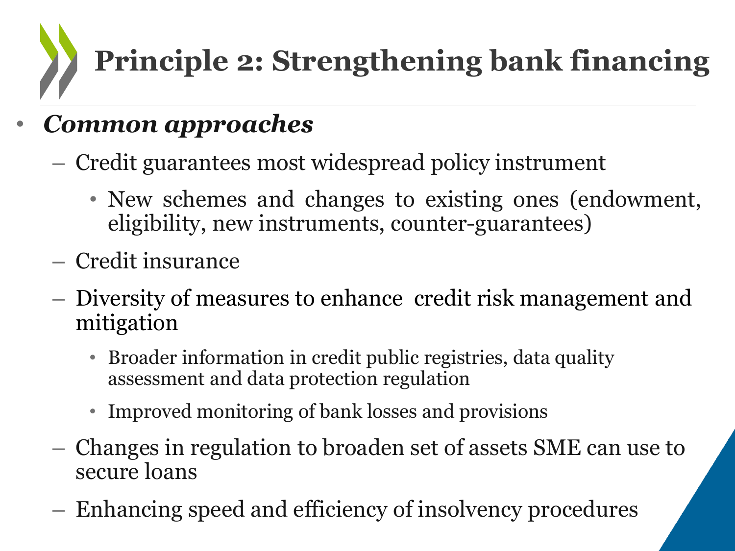# Principle 2: Strengthening bank financing

- ***Common approaches***
  - Credit guarantees most widespread policy instrument
    - New schemes and changes to existing ones (endowment, eligibility, new instruments, counter-guarantees)
  - Credit insurance
  - Diversity of measures to enhance credit risk management and mitigation
    - Broader information in credit public registries, data quality assessment and data protection regulation
    - Improved monitoring of bank losses and provisions
  - Changes in regulation to broaden set of assets SME can use to secure loans
  - Enhancing speed and efficiency of insolvency procedures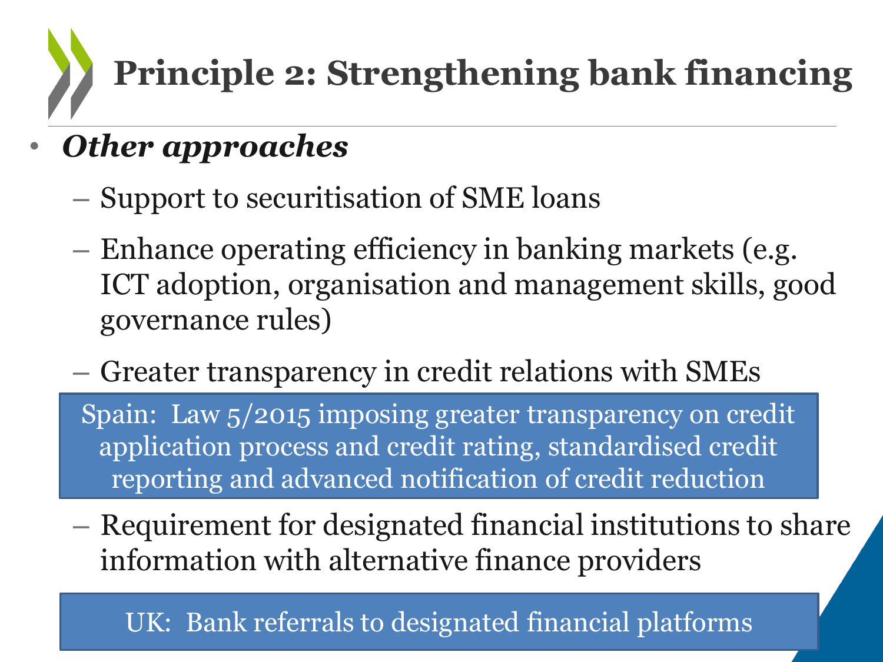# Principle 2: Strengthening bank financing

- ***Other approaches***
  - Support to securitisation of SME loans
  - Enhance operating efficiency in banking markets (e.g. ICT adoption, organisation and management skills, good governance rules)
  - Greater transparency in credit relations with SMEs

> Spain: Law 5/2015 imposing greater transparency on credit application process and credit rating, standardised credit reporting and advanced notification of credit reduction

  - Requirement for designated financial institutions to share information with alternative finance providers

> UK: Bank referrals to designated financial platforms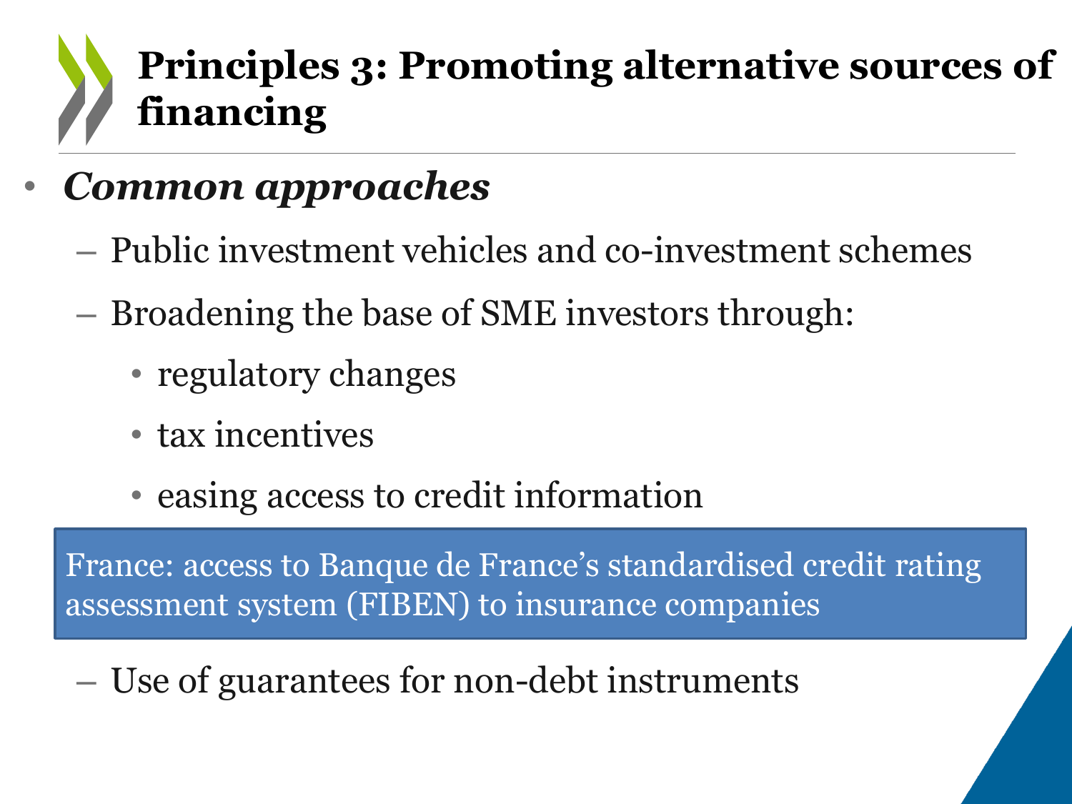# Principles 3: Promoting alternative sources of financing

- ***Common approaches***
  - Public investment vehicles and co-investment schemes
  - Broadening the base of SME investors through:
    - regulatory changes
    - tax incentives
    - easing access to credit information

> France: access to Banque de France's standardised credit rating assessment system (FIBEN) to insurance companies

  - Use of guarantees for non-debt instruments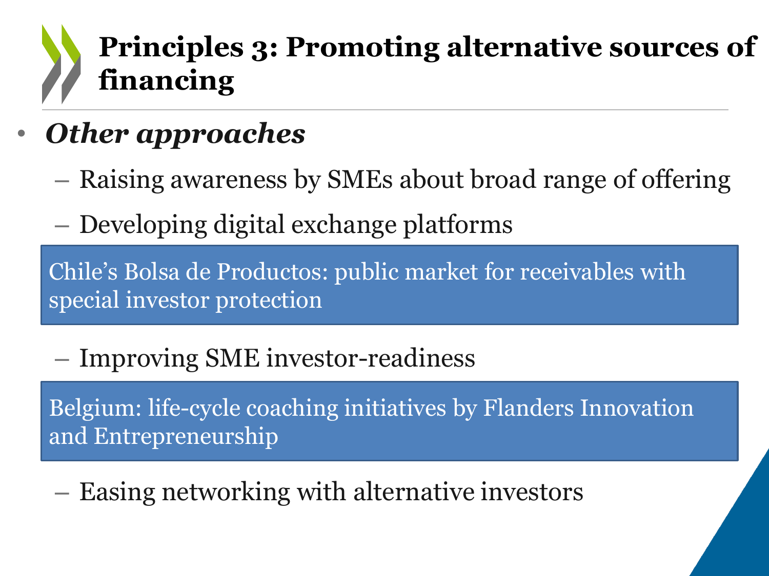# Principles 3: Promoting alternative sources of financing

- ***Other approaches***
  - Raising awareness by SMEs about broad range of offering
  - Developing digital exchange platforms

> Chile's Bolsa de Productos: public market for receivables with special investor protection

  - Improving SME investor-readiness

> Belgium: life-cycle coaching initiatives by Flanders Innovation and Entrepreneurship

  - Easing networking with alternative investors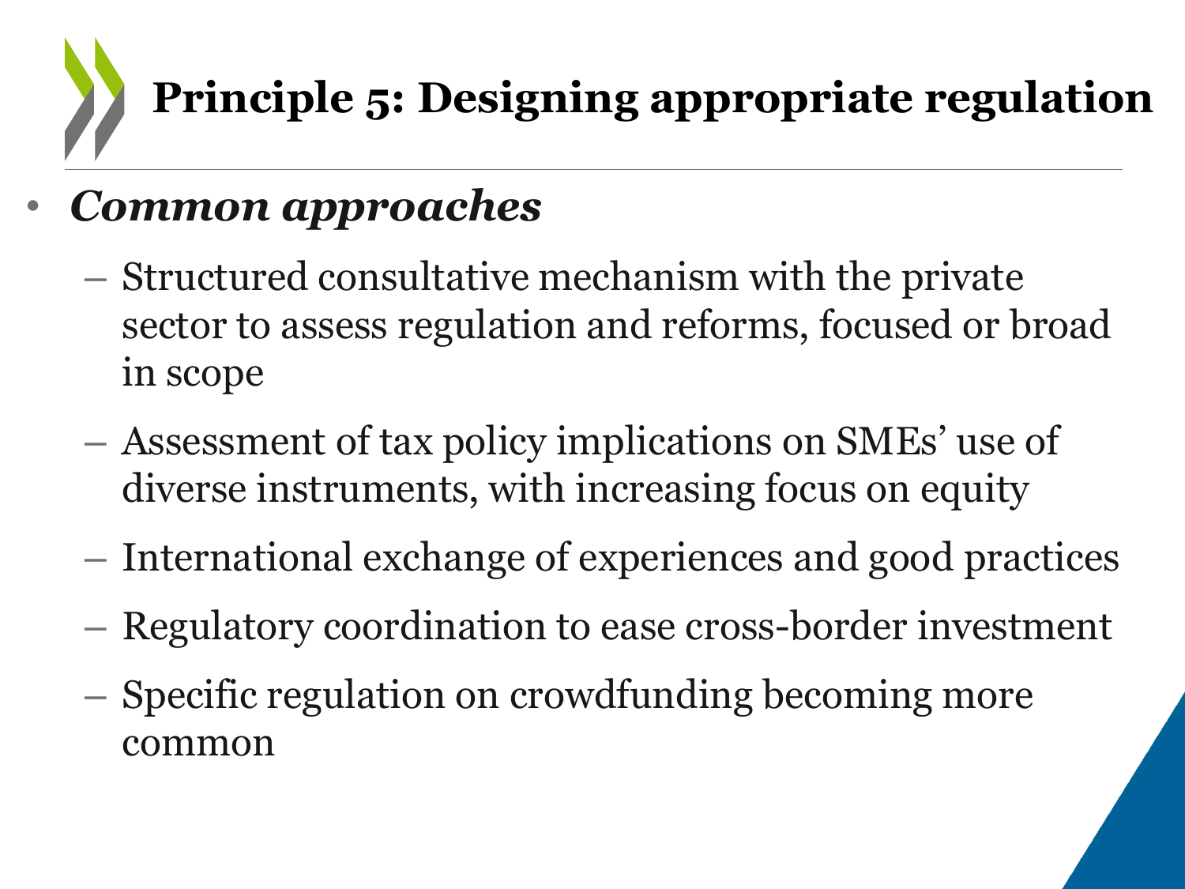# Principle 5: Designing appropriate regulation

- ***Common approaches***
  - Structured consultative mechanism with the private sector to assess regulation and reforms, focused or broad in scope
  - Assessment of tax policy implications on SMEs' use of diverse instruments, with increasing focus on equity
  - International exchange of experiences and good practices
  - Regulatory coordination to ease cross-border investment
  - Specific regulation on crowdfunding becoming more common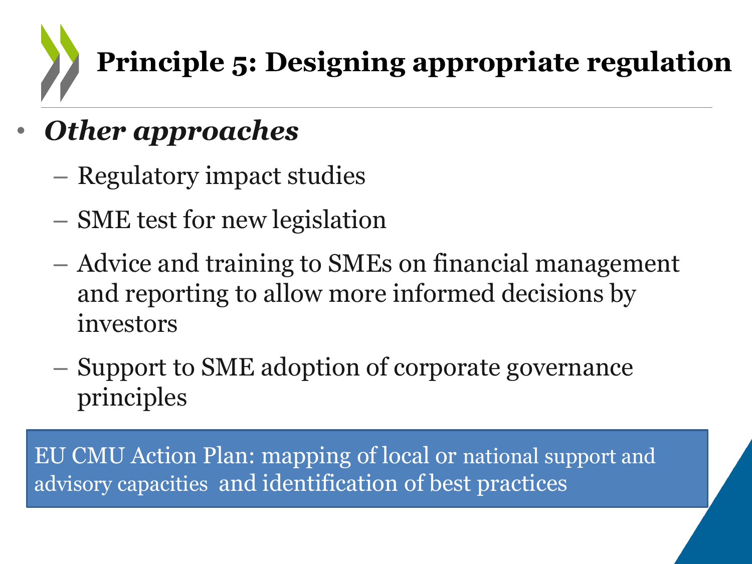# Principle 5: Designing appropriate regulation

- ***Other approaches***
  - Regulatory impact studies
  - SME test for new legislation
  - Advice and training to SMEs on financial management and reporting to allow more informed decisions by investors
  - Support to SME adoption of corporate governance principles

EU CMU Action Plan: mapping of local or national support and advisory capacities and identification of best practices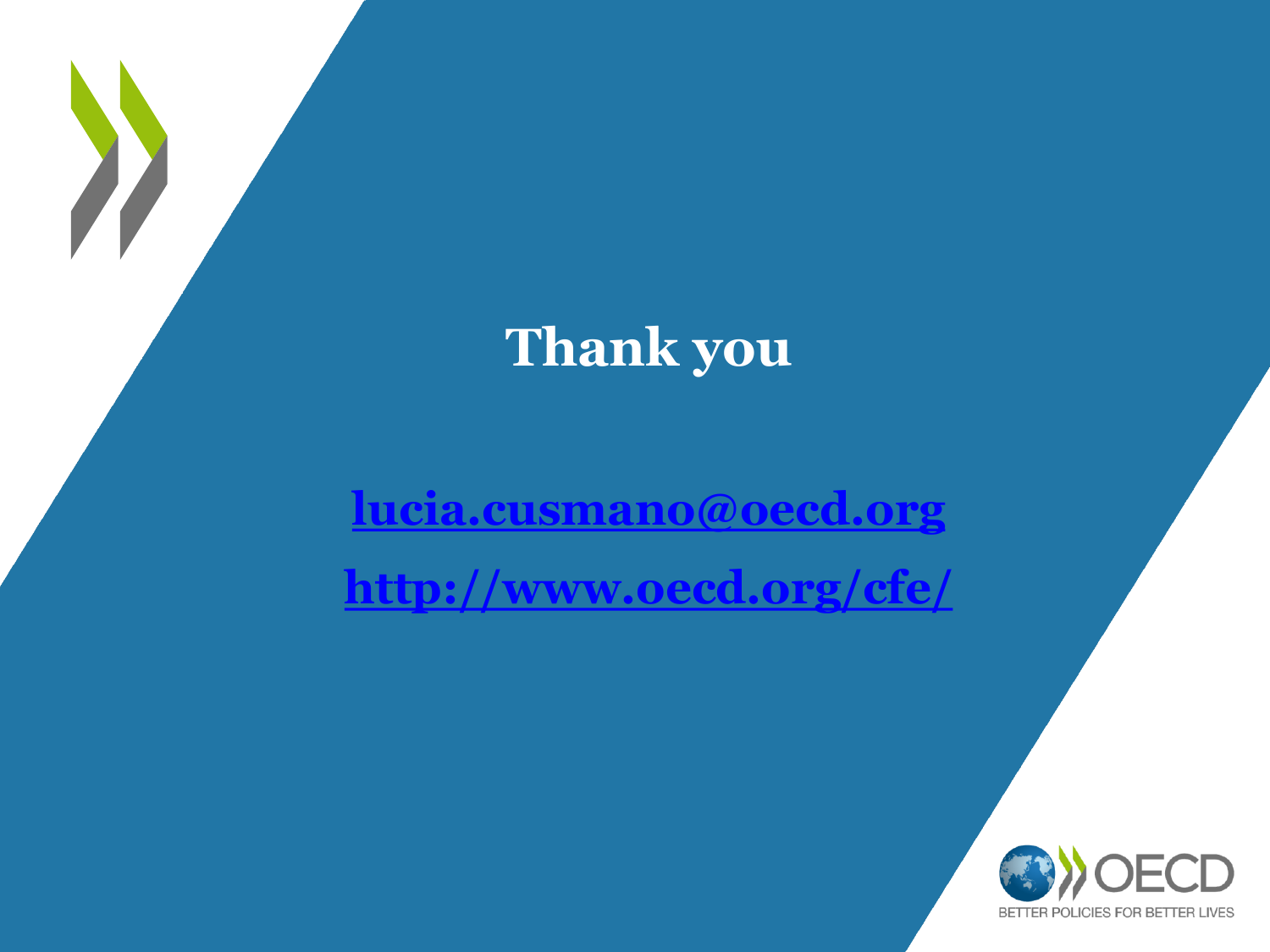# Thank you

lucia.cusmano@oecd.org

http://www.oecd.org/cfe/